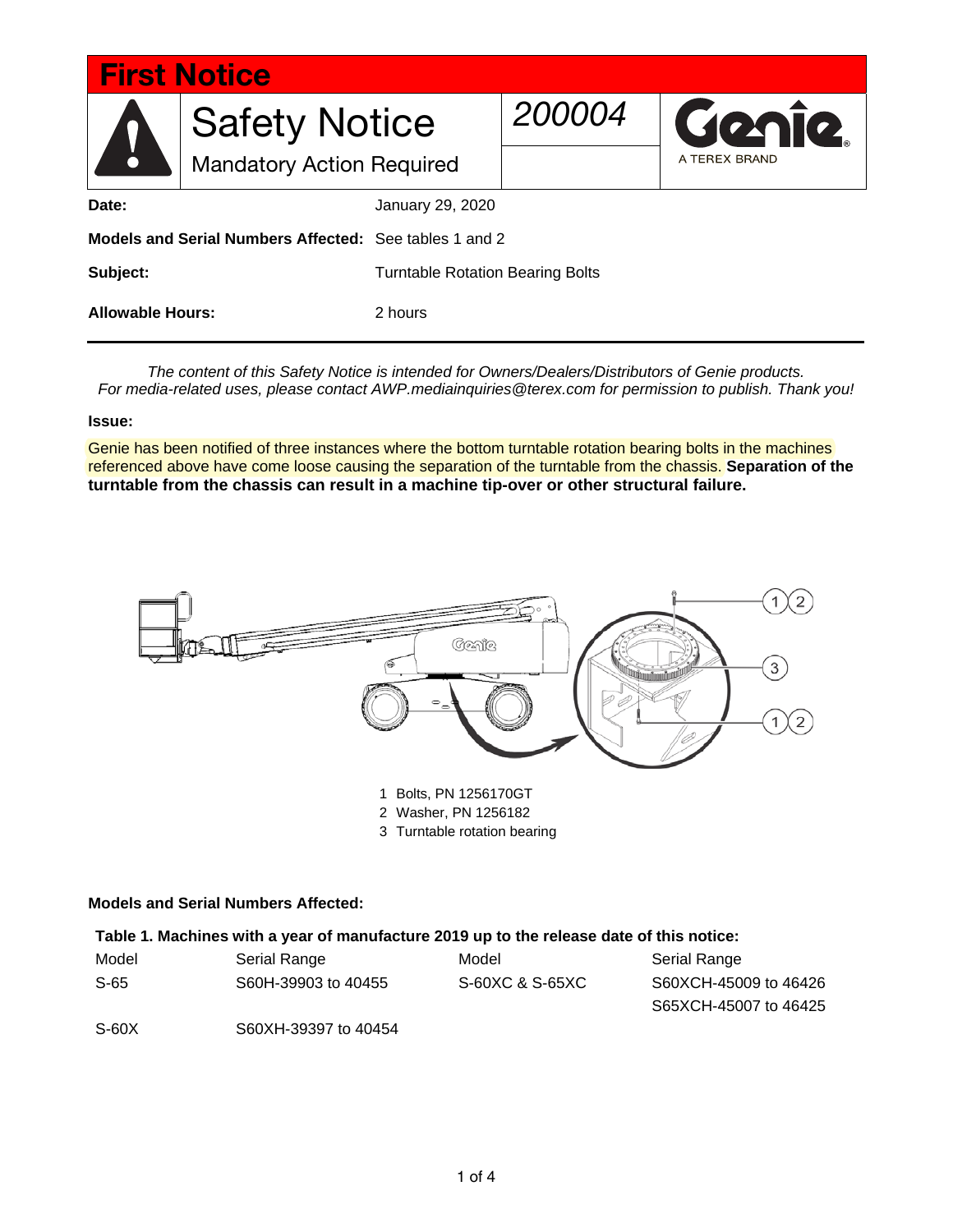# First Notice

## Safety Notice

Mandatory Action Required

*200004*

Genie — A TEREX BRAND

| | |
|---|---|
| **Date:** | January 29, 2020 |
| **Models and Serial Numbers Affected:** | See tables 1 and 2 |
| **Subject:** | Turntable Rotation Bearing Bolts |
| **Allowable Hours:** | 2 hours |

*The content of this Safety Notice is intended for Owners/Dealers/Distributors of Genie products. For media-related uses, please contact AWP.mediainquiries@terex.com for permission to publish. Thank you!*

**Issue:**

Genie has been notified of three instances where the bottom turntable rotation bearing bolts in the machines referenced above have come loose causing the separation of the turntable from the chassis. **Separation of the turntable from the chassis can result in a machine tip-over or other structural failure.**

1. Bolts, PN 1256170GT
2. Washer, PN 1256182
3. Turntable rotation bearing

**Models and Serial Numbers Affected:**

**Table 1. Machines with a year of manufacture 2019 up to the release date of this notice:**

| Model | Serial Range | Model | Serial Range |
|---|---|---|---|
| S-65 | S60H-39903 to 40455 | S-60XC & S-65XC | S60XCH-45009 to 46426<br>S65XCH-45007 to 46425 |
| S-60X | S60XH-39397 to 40454 | | |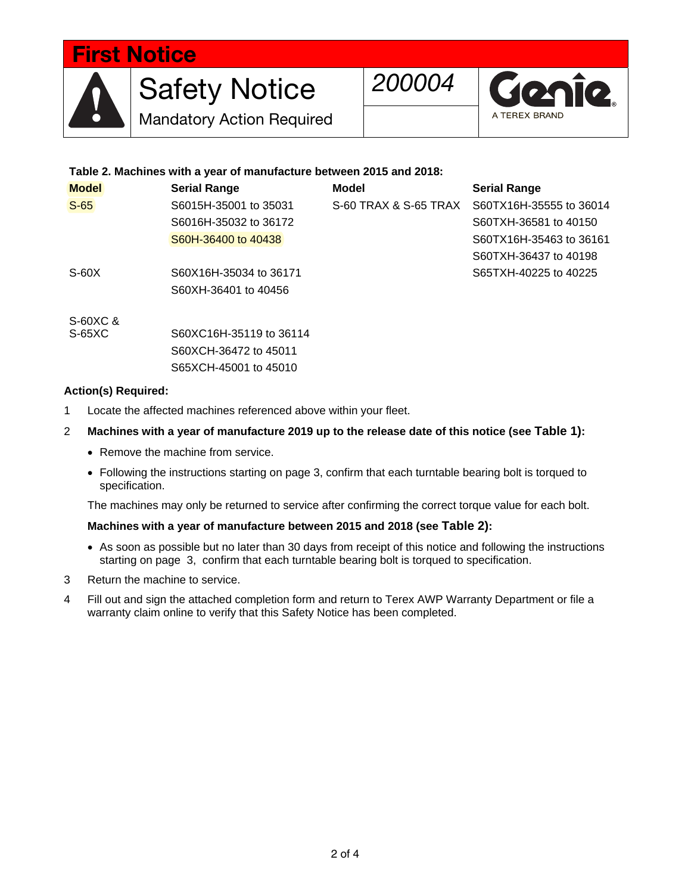# First Notice

## Safety Notice

Mandatory Action Required

*200004*

Genie
A TEREX BRAND

**Table 2. Machines with a year of manufacture between 2015 and 2018:**

| Model | Serial Range | Model | Serial Range |
|---|---|---|---|
| S-65 | S6015H-35001 to 35031 | S-60 TRAX & S-65 TRAX | S60TX16H-35555 to 36014 |
| | S6016H-35032 to 36172 | | S60TXH-36581 to 40150 |
| | S60H-36400 to 40438 | | S60TX16H-35463 to 36161 |
| | | | S60TXH-36437 to 40198 |
| S-60X | S60X16H-35034 to 36171 | | S65TXH-40225 to 40225 |
| | S60XH-36401 to 40456 | | |
| S-60XC & S-65XC | S60XC16H-35119 to 36114 | | |
| | S60XCH-36472 to 45011 | | |
| | S65XCH-45001 to 45010 | | |

**Action(s) Required:**

1. Locate the affected machines referenced above within your fleet.
2. **Machines with a year of manufacture 2019 up to the release date of this notice (see Table 1):**
   - Remove the machine from service.
   - Following the instructions starting on page 3, confirm that each turntable bearing bolt is torqued to specification.

   The machines may only be returned to service after confirming the correct torque value for each bolt.

   **Machines with a year of manufacture between 2015 and 2018 (see Table 2):**
   - As soon as possible but no later than 30 days from receipt of this notice and following the instructions starting on page 3, confirm that each turntable bearing bolt is torqued to specification.
3. Return the machine to service.
4. Fill out and sign the attached completion form and return to Terex AWP Warranty Department or file a warranty claim online to verify that this Safety Notice has been completed.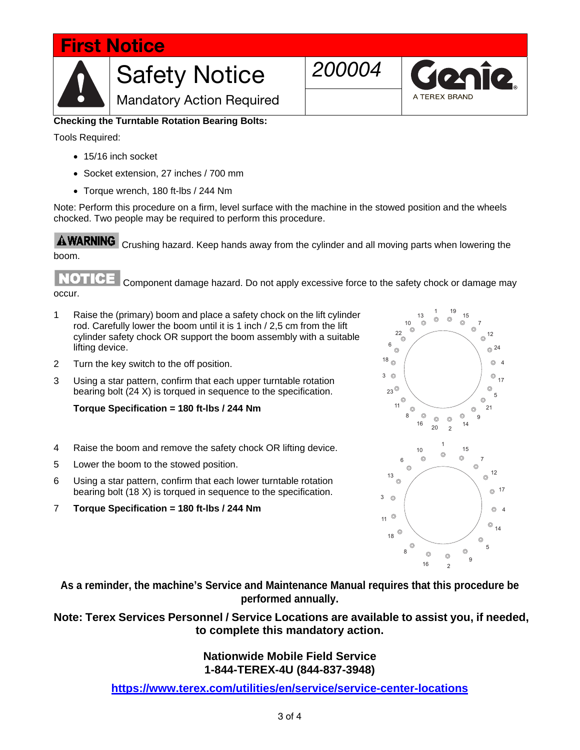# First Notice

## Safety Notice

Mandatory Action Required

*200004*

Genie A TEREX BRAND

**Checking the Turntable Rotation Bearing Bolts:**

Tools Required:

- 15/16 inch socket
- Socket extension, 27 inches / 700 mm
- Torque wrench, 180 ft-lbs / 244 Nm

Note: Perform this procedure on a firm, level surface with the machine in the stowed position and the wheels chocked. Two people may be required to perform this procedure.

**WARNING** Crushing hazard. Keep hands away from the cylinder and all moving parts when lowering the boom.

**NOTICE** Component damage hazard. Do not apply excessive force to the safety chock or damage may occur.

1. Raise the (primary) boom and place a safety chock on the lift cylinder rod. Carefully lower the boom until it is 1 inch / 2,5 cm from the lift cylinder safety chock OR support the boom assembly with a suitable lifting device.
2. Turn the key switch to the off position.
3. Using a star pattern, confirm that each upper turntable rotation bearing bolt (24 X) is torqued in sequence to the specification.

   **Torque Specification = 180 ft-lbs / 244 Nm**

4. Raise the boom and remove the safety chock OR lifting device.
5. Lower the boom to the stowed position.
6. Using a star pattern, confirm that each lower turntable rotation bearing bolt (18 X) is torqued in sequence to the specification.
7. **Torque Specification = 180 ft-lbs / 244 Nm**

**As a reminder, the machine's Service and Maintenance Manual requires that this procedure be performed annually.**

**Note: Terex Services Personnel / Service Locations are available to assist you, if needed, to complete this mandatory action.**

**Nationwide Mobile Field Service**
**1-844-TEREX-4U (844-837-3948)**

**https://www.terex.com/utilities/en/service/service-center-locations**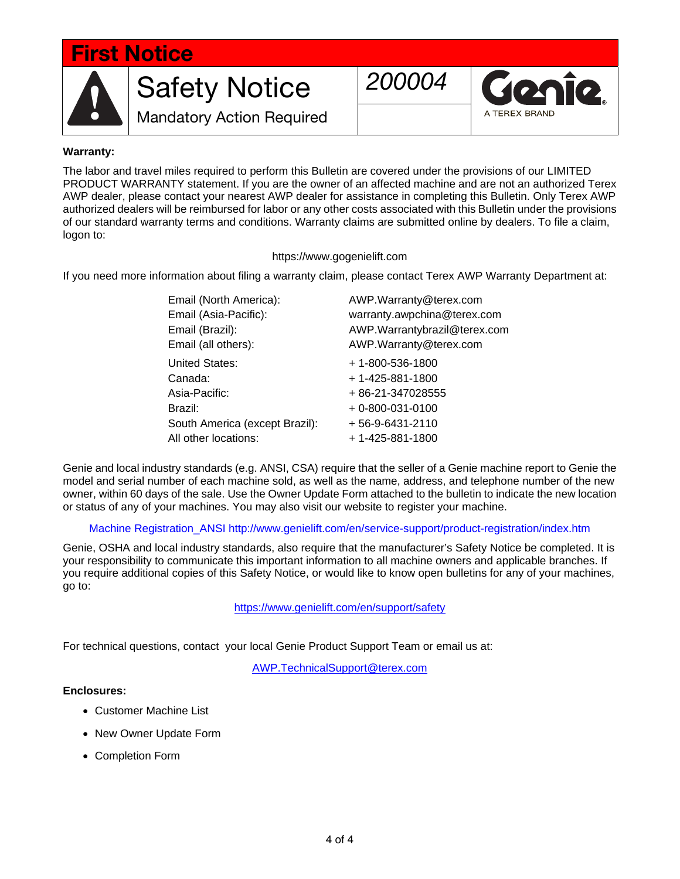# First Notice

**Safety Notice**

Mandatory Action Required

*200004*

Genie A TEREX BRAND

**Warranty:**

The labor and travel miles required to perform this Bulletin are covered under the provisions of our LIMITED PRODUCT WARRANTY statement. If you are the owner of an affected machine and are not an authorized Terex AWP dealer, please contact your nearest AWP dealer for assistance in completing this Bulletin. Only Terex AWP authorized dealers will be reimbursed for labor or any other costs associated with this Bulletin under the provisions of our standard warranty terms and conditions. Warranty claims are submitted online by dealers. To file a claim, logon to:

https://www.gogenielift.com

If you need more information about filing a warranty claim, please contact Terex AWP Warranty Department at:

| | |
|---|---|
| Email (North America): | AWP.Warranty@terex.com |
| Email (Asia-Pacific): | warranty.awpchina@terex.com |
| Email (Brazil): | AWP.Warrantybrazil@terex.com |
| Email (all others): | AWP.Warranty@terex.com |
| United States: | + 1-800-536-1800 |
| Canada: | + 1-425-881-1800 |
| Asia-Pacific: | + 86-21-347028555 |
| Brazil: | + 0-800-031-0100 |
| South America (except Brazil): | + 56-9-6431-2110 |
| All other locations: | + 1-425-881-1800 |

Genie and local industry standards (e.g. ANSI, CSA) require that the seller of a Genie machine report to Genie the model and serial number of each machine sold, as well as the name, address, and telephone number of the new owner, within 60 days of the sale. Use the Owner Update Form attached to the bulletin to indicate the new location or status of any of your machines. You may also visit our website to register your machine.

Machine Registration_ANSI http://www.genielift.com/en/service-support/product-registration/index.htm

Genie, OSHA and local industry standards, also require that the manufacturer's Safety Notice be completed. It is your responsibility to communicate this important information to all machine owners and applicable branches. If you require additional copies of this Safety Notice, or would like to know open bulletins for any of your machines, go to:

https://www.genielift.com/en/support/safety

For technical questions, contact your local Genie Product Support Team or email us at:

AWP.TechnicalSupport@terex.com

**Enclosures:**

- Customer Machine List
- New Owner Update Form
- Completion Form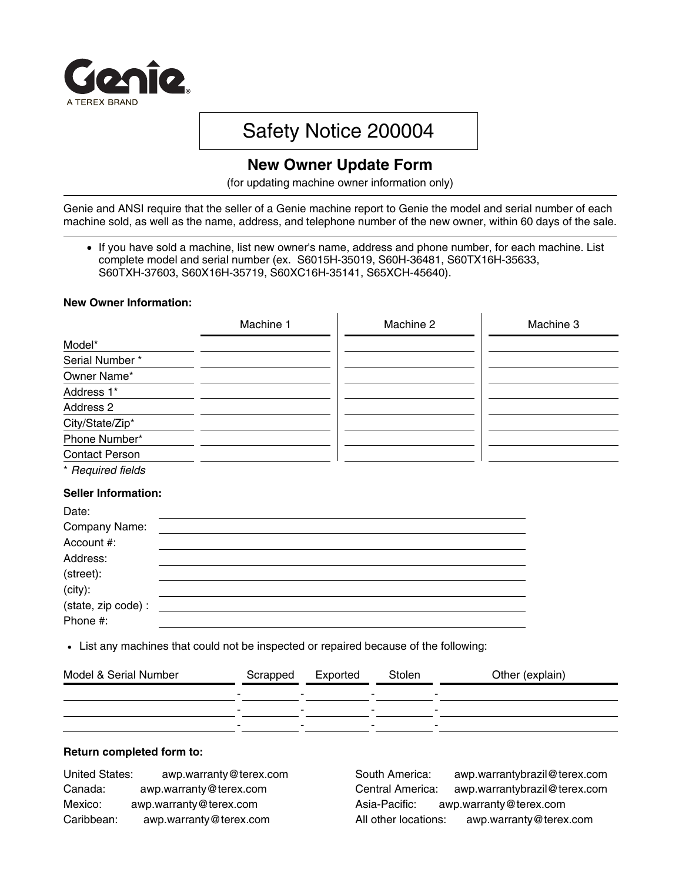Genie
A TEREX BRAND

# Safety Notice 200004

## New Owner Update Form

(for updating machine owner information only)

Genie and ANSI require that the seller of a Genie machine report to Genie the model and serial number of each machine sold, as well as the name, address, and telephone number of the new owner, within 60 days of the sale.

- If you have sold a machine, list new owner's name, address and phone number, for each machine. List complete model and serial number (ex. S6015H-35019, S60H-36481, S60TX16H-35633, S60TXH-37603, S60X16H-35719, S60XC16H-35141, S65XCH-45640).

**New Owner Information:**

| | Machine 1 | Machine 2 | Machine 3 |
|---|---|---|---|
| Model* | | | |
| Serial Number * | | | |
| Owner Name* | | | |
| Address 1* | | | |
| Address 2 | | | |
| City/State/Zip* | | | |
| Phone Number* | | | |
| Contact Person | | | |

\* *Required fields*

**Seller Information:**

| | |
|---|---|
| Date: | |
| Company Name: | |
| Account #: | |
| Address: | |
| (street): | |
| (city): | |
| (state, zip code) : | |
| Phone #: | |

- List any machines that could not be inspected or repaired because of the following:

| Model & Serial Number | Scrapped | Exported | Stolen | Other (explain) |
|---|---|---|---|---|
| | | | | |
| | | | | |
| | | | | |

**Return completed form to:**

| | |
|---|---|
| United States: | awp.warranty@terex.com |
| Canada: | awp.warranty@terex.com |
| Mexico: | awp.warranty@terex.com |
| Caribbean: | awp.warranty@terex.com |
| South America: | awp.warrantybrazil@terex.com |
| Central America: | awp.warrantybrazil@terex.com |
| Asia-Pacific: | awp.warranty@terex.com |
| All other locations: | awp.warranty@terex.com |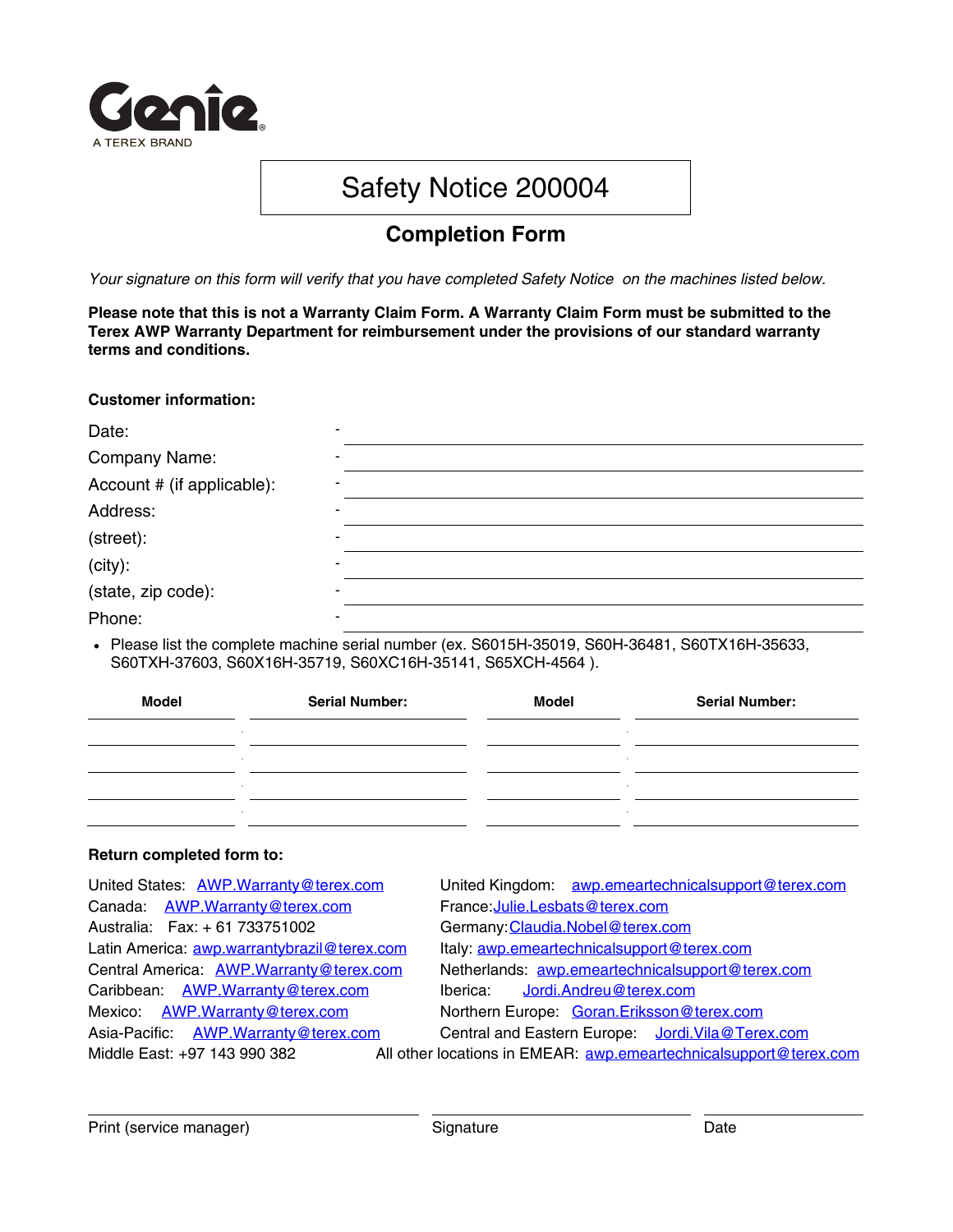Genie
A TEREX BRAND

# Safety Notice 200004

## Completion Form

*Your signature on this form will verify that you have completed Safety Notice on the machines listed below.*

**Please note that this is not a Warranty Claim Form. A Warranty Claim Form must be submitted to the Terex AWP Warranty Department for reimbursement under the provisions of our standard warranty terms and conditions.**

**Customer information:**

Date: - ______________________________

Company Name: - ______________________________

Account # (if applicable): - ______________________________

Address: - ______________________________

(street): - ______________________________

(city): - ______________________________

(state, zip code): - ______________________________

Phone: - ______________________________

- Please list the complete machine serial number (ex. S6015H-35019, S60H-36481, S60TX16H-35633, S60TXH-37603, S60X16H-35719, S60XC16H-35141, S65XCH-4564 ).

| Model | Serial Number: | Model | Serial Number: |
|---|---|---|---|
| | | | |
| | | | |
| | | | |
| | | | |

**Return completed form to:**

United States: AWP.Warranty@terex.com
Canada: AWP.Warranty@terex.com
Australia: Fax: + 61 733751002
Latin America: awp.warrantybrazil@terex.com
Central America: AWP.Warranty@terex.com
Caribbean: AWP.Warranty@terex.com
Mexico: AWP.Warranty@terex.com
Asia-Pacific: AWP.Warranty@terex.com
Middle East: +97 143 990 382

United Kingdom: awp.emeartechnicalsupport@terex.com
France: Julie.Lesbats@terex.com
Germany: Claudia.Nobel@terex.com
Italy: awp.emeartechnicalsupport@terex.com
Netherlands: awp.emeartechnicalsupport@terex.com
Iberica: Jordi.Andreu@terex.com
Northern Europe: Goran.Eriksson@terex.com
Central and Eastern Europe: Jordi.Vila@Terex.com
All other locations in EMEAR: awp.emeartechnicalsupport@terex.com

______________________________ ______________________________ ______________
Print (service manager) Signature Date